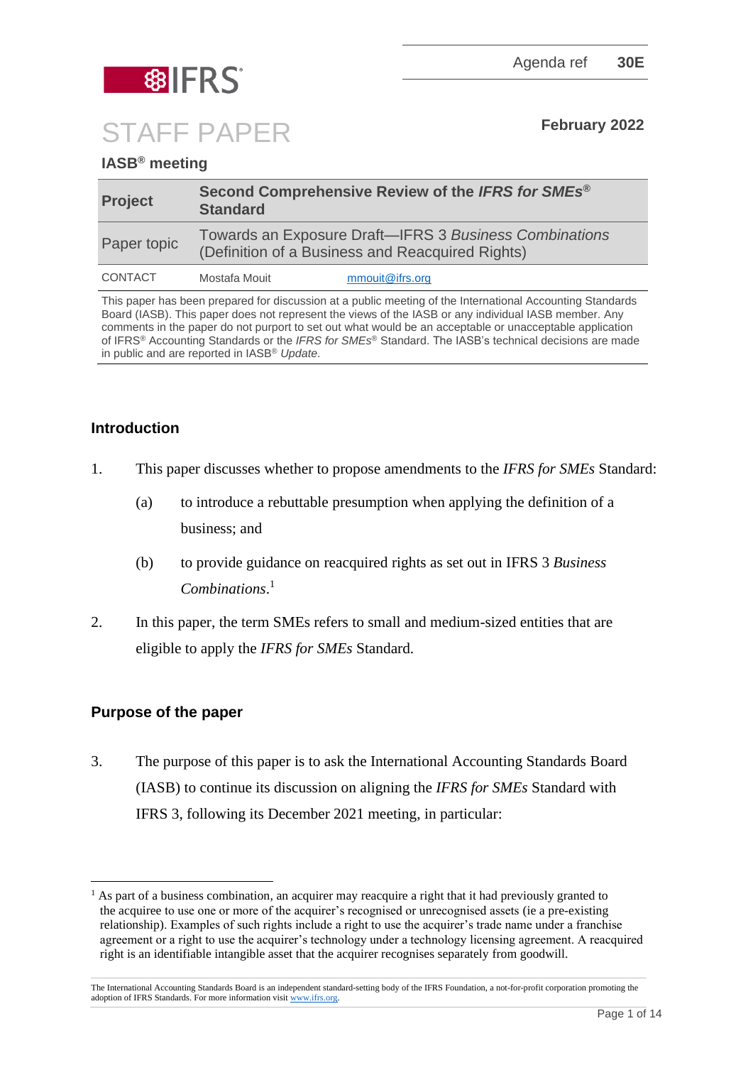Agenda ref **30E**

# STAFF PAPER

**February 2022**

## IASB® meeting

| **Project** | **Second Comprehensive Review of the *IFRS for SMEs*® Standard** |
|---|---|
| Paper topic | Towards an Exposure Draft—IFRS 3 *Business Combinations* (Definition of a Business and Reacquired Rights) |
| CONTACT | Mostafa Mouit mmouit@ifrs.org |

This paper has been prepared for discussion at a public meeting of the International Accounting Standards Board (IASB). This paper does not represent the views of the IASB or any individual IASB member. Any comments in the paper do not purport to set out what would be an acceptable or unacceptable application of IFRS® Accounting Standards or the *IFRS for SMEs*® Standard. The IASB's technical decisions are made in public and are reported in IASB® *Update*.

## Introduction

1. This paper discusses whether to propose amendments to the *IFRS for SMEs* Standard:
   - (a) to introduce a rebuttable presumption when applying the definition of a business; and
   - (b) to provide guidance on reacquired rights as set out in IFRS 3 *Business Combinations*.[1]

2. In this paper, the term SMEs refers to small and medium-sized entities that are eligible to apply the *IFRS for SMEs* Standard.

## Purpose of the paper

3. The purpose of this paper is to ask the International Accounting Standards Board (IASB) to continue its discussion on aligning the *IFRS for SMEs* Standard with IFRS 3, following its December 2021 meeting, in particular:

[1] As part of a business combination, an acquirer may reacquire a right that it had previously granted to the acquiree to use one or more of the acquirer's recognised or unrecognised assets (ie a pre-existing relationship). Examples of such rights include a right to use the acquirer's trade name under a franchise agreement or a right to use the acquirer's technology under a technology licensing agreement. A reacquired right is an identifiable intangible asset that the acquirer recognises separately from goodwill.

The International Accounting Standards Board is an independent standard-setting body of the IFRS Foundation, a not-for-profit corporation promoting the adoption of IFRS Standards. For more information visit www.ifrs.org.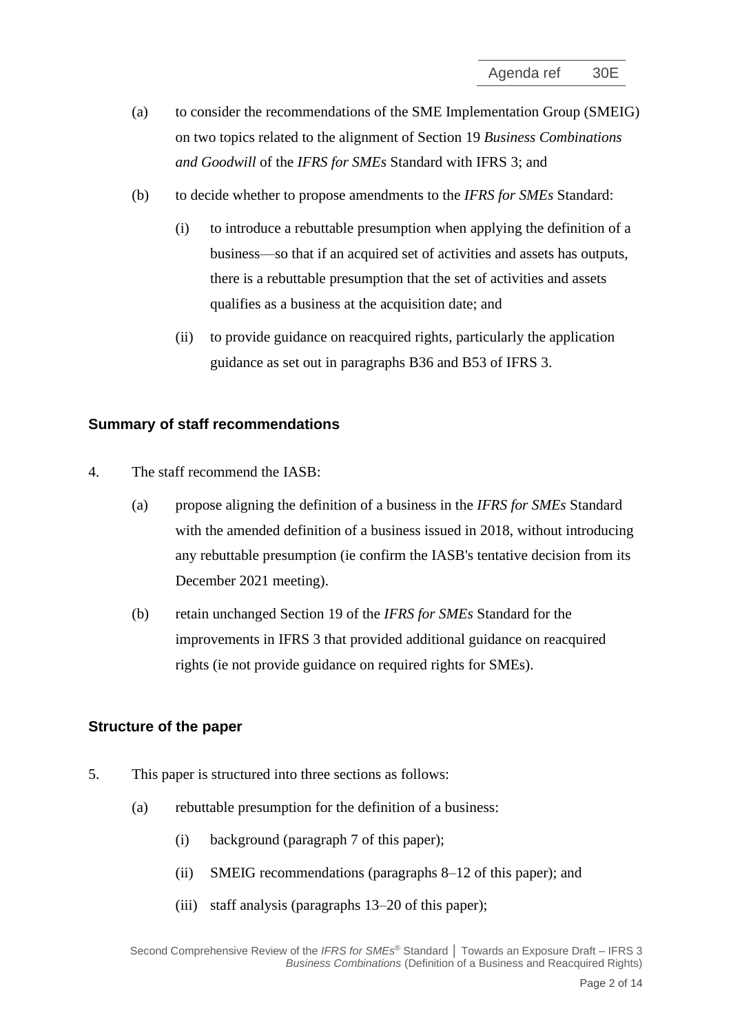(a) to consider the recommendations of the SME Implementation Group (SMEIG) on two topics related to the alignment of Section 19 *Business Combinations and Goodwill* of the *IFRS for SMEs* Standard with IFRS 3; and

(b) to decide whether to propose amendments to the *IFRS for SMEs* Standard:

   (i) to introduce a rebuttable presumption when applying the definition of a business—so that if an acquired set of activities and assets has outputs, there is a rebuttable presumption that the set of activities and assets qualifies as a business at the acquisition date; and

   (ii) to provide guidance on reacquired rights, particularly the application guidance as set out in paragraphs B36 and B53 of IFRS 3.

## Summary of staff recommendations

4. The staff recommend the IASB:

   (a) propose aligning the definition of a business in the *IFRS for SMEs* Standard with the amended definition of a business issued in 2018, without introducing any rebuttable presumption (ie confirm the IASB's tentative decision from its December 2021 meeting).

   (b) retain unchanged Section 19 of the *IFRS for SMEs* Standard for the improvements in IFRS 3 that provided additional guidance on reacquired rights (ie not provide guidance on required rights for SMEs).

## Structure of the paper

5. This paper is structured into three sections as follows:

   (a) rebuttable presumption for the definition of a business:

      (i) background (paragraph 7 of this paper);

      (ii) SMEIG recommendations (paragraphs 8–12 of this paper); and

      (iii) staff analysis (paragraphs 13–20 of this paper);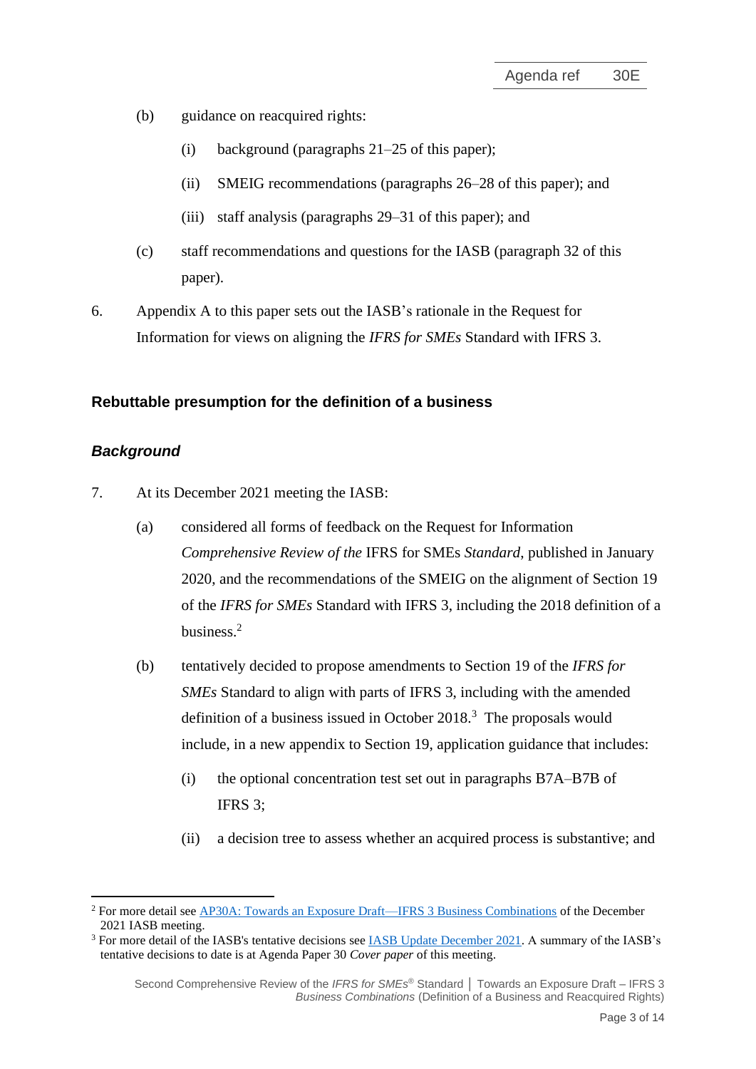(b) guidance on reacquired rights:

   (i) background (paragraphs 21–25 of this paper);

   (ii) SMEIG recommendations (paragraphs 26–28 of this paper); and

   (iii) staff analysis (paragraphs 29–31 of this paper); and

(c) staff recommendations and questions for the IASB (paragraph 32 of this paper).

6. Appendix A to this paper sets out the IASB's rationale in the Request for Information for views on aligning the *IFRS for SMEs* Standard with IFRS 3.

## Rebuttable presumption for the definition of a business

### *Background*

7. At its December 2021 meeting the IASB:

   (a) considered all forms of feedback on the Request for Information *Comprehensive Review of the* IFRS for SMEs *Standard*, published in January 2020, and the recommendations of the SMEIG on the alignment of Section 19 of the *IFRS for SMEs* Standard with IFRS 3, including the 2018 definition of a business.[2]

   (b) tentatively decided to propose amendments to Section 19 of the *IFRS for SMEs* Standard to align with parts of IFRS 3, including with the amended definition of a business issued in October 2018.[3] The proposals would include, in a new appendix to Section 19, application guidance that includes:

      (i) the optional concentration test set out in paragraphs B7A–B7B of IFRS 3;

      (ii) a decision tree to assess whether an acquired process is substantive; and

---

[2] For more detail see AP30A: Towards an Exposure Draft—IFRS 3 Business Combinations of the December 2021 IASB meeting.

[3] For more detail of the IASB's tentative decisions see IASB Update December 2021. A summary of the IASB's tentative decisions to date is at Agenda Paper 30 *Cover paper* of this meeting.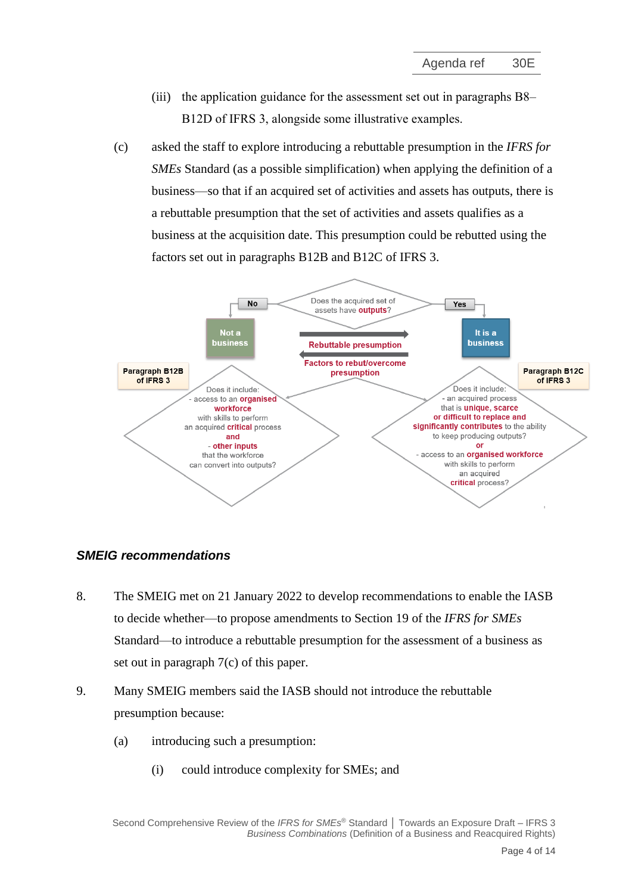(iii) the application guidance for the assessment set out in paragraphs B8–B12D of IFRS 3, alongside some illustrative examples.

(c) asked the staff to explore introducing a rebuttable presumption in the *IFRS for SMEs* Standard (as a possible simplification) when applying the definition of a business—so that if an acquired set of activities and assets has outputs, there is a rebuttable presumption that the set of activities and assets qualifies as a business at the acquisition date. This presumption could be rebutted using the factors set out in paragraphs B12B and B12C of IFRS 3.

Does the acquired set of assets have **outputs**?

No → **Not a business**

Yes → **It is a business**

**Rebuttable presumption**

**Factors to rebut/overcome presumption**

**Paragraph B12B of IFRS 3**

Does it include:
- access to an **organised workforce** with skills to perform an acquired **critical** process **and**
- **other inputs** that the workforce can convert into outputs?

**Paragraph B12C of IFRS 3**

Does it include:
- an acquired process that is **unique, scarce or difficult to replace and significantly contributes** to the ability to keep producing outputs? **or**
- access to an **organised workforce** with skills to perform an acquired **critical** process?

### *SMEIG recommendations*

8. The SMEIG met on 21 January 2022 to develop recommendations to enable the IASB to decide whether—to propose amendments to Section 19 of the *IFRS for SMEs* Standard—to introduce a rebuttable presumption for the assessment of a business as set out in paragraph 7(c) of this paper.

9. Many SMEIG members said the IASB should not introduce the rebuttable presumption because:

   (a) introducing such a presumption:

      (i) could introduce complexity for SMEs; and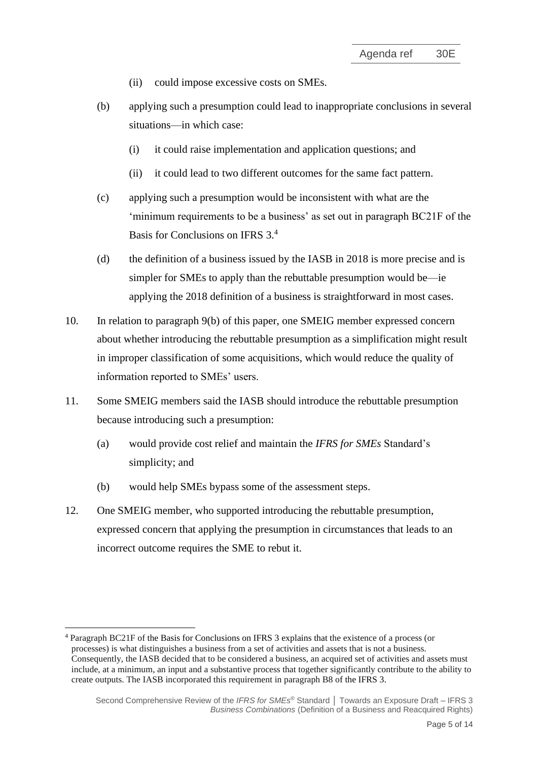(ii) could impose excessive costs on SMEs.

(b) applying such a presumption could lead to inappropriate conclusions in several situations—in which case:

(i) it could raise implementation and application questions; and

(ii) it could lead to two different outcomes for the same fact pattern.

(c) applying such a presumption would be inconsistent with what are the 'minimum requirements to be a business' as set out in paragraph BC21F of the Basis for Conclusions on IFRS 3.[4]

(d) the definition of a business issued by the IASB in 2018 is more precise and is simpler for SMEs to apply than the rebuttable presumption would be—ie applying the 2018 definition of a business is straightforward in most cases.

10. In relation to paragraph 9(b) of this paper, one SMEIG member expressed concern about whether introducing the rebuttable presumption as a simplification might result in improper classification of some acquisitions, which would reduce the quality of information reported to SMEs' users.

11. Some SMEIG members said the IASB should introduce the rebuttable presumption because introducing such a presumption:

(a) would provide cost relief and maintain the *IFRS for SMEs* Standard's simplicity; and

(b) would help SMEs bypass some of the assessment steps.

12. One SMEIG member, who supported introducing the rebuttable presumption, expressed concern that applying the presumption in circumstances that leads to an incorrect outcome requires the SME to rebut it.

---

[4] Paragraph BC21F of the Basis for Conclusions on IFRS 3 explains that the existence of a process (or processes) is what distinguishes a business from a set of activities and assets that is not a business. Consequently, the IASB decided that to be considered a business, an acquired set of activities and assets must include, at a minimum, an input and a substantive process that together significantly contribute to the ability to create outputs. The IASB incorporated this requirement in paragraph B8 of the IFRS 3.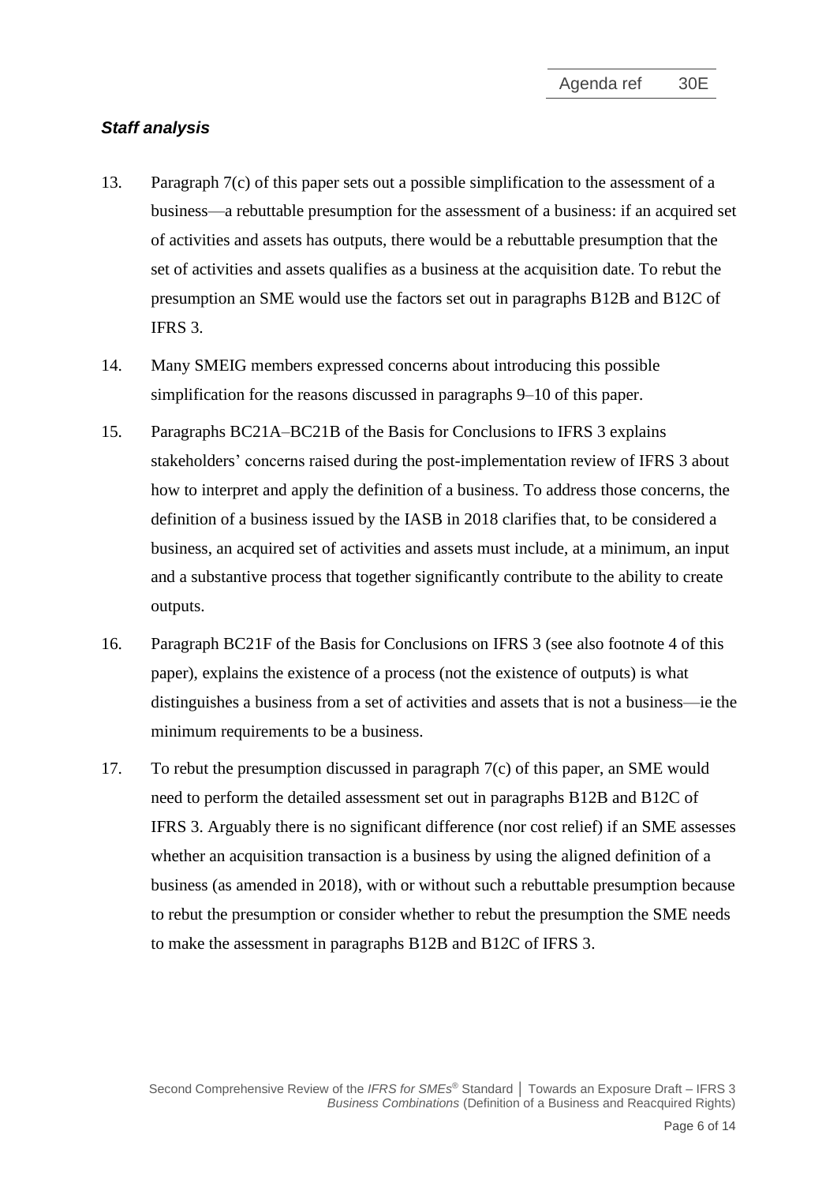### *Staff analysis*

13. Paragraph 7(c) of this paper sets out a possible simplification to the assessment of a business—a rebuttable presumption for the assessment of a business: if an acquired set of activities and assets has outputs, there would be a rebuttable presumption that the set of activities and assets qualifies as a business at the acquisition date. To rebut the presumption an SME would use the factors set out in paragraphs B12B and B12C of IFRS 3.

14. Many SMEIG members expressed concerns about introducing this possible simplification for the reasons discussed in paragraphs 9–10 of this paper.

15. Paragraphs BC21A–BC21B of the Basis for Conclusions to IFRS 3 explains stakeholders' concerns raised during the post-implementation review of IFRS 3 about how to interpret and apply the definition of a business. To address those concerns, the definition of a business issued by the IASB in 2018 clarifies that, to be considered a business, an acquired set of activities and assets must include, at a minimum, an input and a substantive process that together significantly contribute to the ability to create outputs.

16. Paragraph BC21F of the Basis for Conclusions on IFRS 3 (see also footnote 4 of this paper), explains the existence of a process (not the existence of outputs) is what distinguishes a business from a set of activities and assets that is not a business—ie the minimum requirements to be a business.

17. To rebut the presumption discussed in paragraph 7(c) of this paper, an SME would need to perform the detailed assessment set out in paragraphs B12B and B12C of IFRS 3. Arguably there is no significant difference (nor cost relief) if an SME assesses whether an acquisition transaction is a business by using the aligned definition of a business (as amended in 2018), with or without such a rebuttable presumption because to rebut the presumption or consider whether to rebut the presumption the SME needs to make the assessment in paragraphs B12B and B12C of IFRS 3.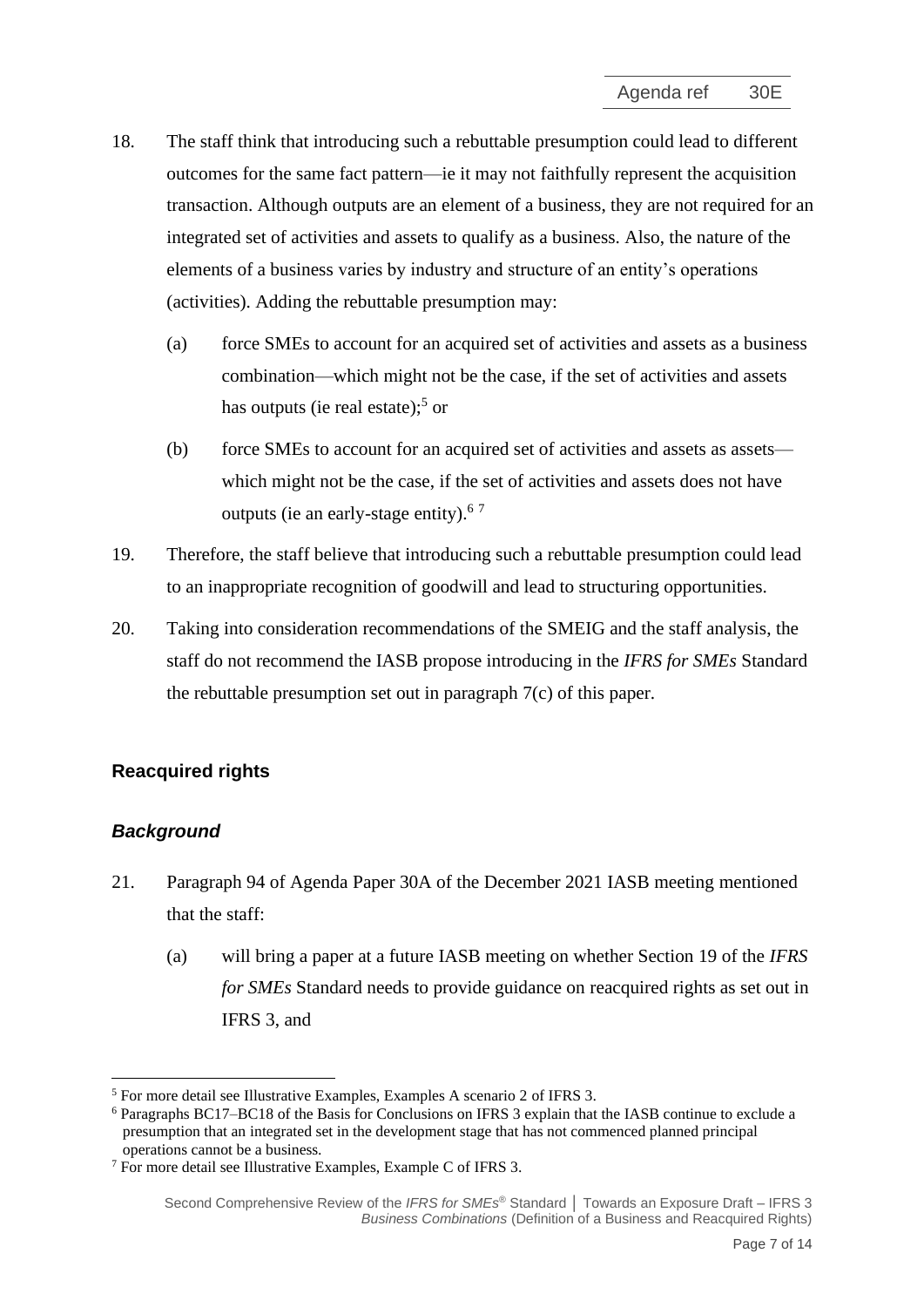18. The staff think that introducing such a rebuttable presumption could lead to different outcomes for the same fact pattern—ie it may not faithfully represent the acquisition transaction. Although outputs are an element of a business, they are not required for an integrated set of activities and assets to qualify as a business. Also, the nature of the elements of a business varies by industry and structure of an entity's operations (activities). Adding the rebuttable presumption may:

    (a) force SMEs to account for an acquired set of activities and assets as a business combination—which might not be the case, if the set of activities and assets has outputs (ie real estate);[5] or

    (b) force SMEs to account for an acquired set of activities and assets as assets—which might not be the case, if the set of activities and assets does not have outputs (ie an early-stage entity).[6] [7]

19. Therefore, the staff believe that introducing such a rebuttable presumption could lead to an inappropriate recognition of goodwill and lead to structuring opportunities.

20. Taking into consideration recommendations of the SMEIG and the staff analysis, the staff do not recommend the IASB propose introducing in the *IFRS for SMEs* Standard the rebuttable presumption set out in paragraph 7(c) of this paper.

## Reacquired rights

### *Background*

21. Paragraph 94 of Agenda Paper 30A of the December 2021 IASB meeting mentioned that the staff:

    (a) will bring a paper at a future IASB meeting on whether Section 19 of the *IFRS for SMEs* Standard needs to provide guidance on reacquired rights as set out in IFRS 3, and

---

[5] For more detail see Illustrative Examples, Examples A scenario 2 of IFRS 3.

[6] Paragraphs BC17–BC18 of the Basis for Conclusions on IFRS 3 explain that the IASB continue to exclude a presumption that an integrated set in the development stage that has not commenced planned principal operations cannot be a business.

[7] For more detail see Illustrative Examples, Example C of IFRS 3.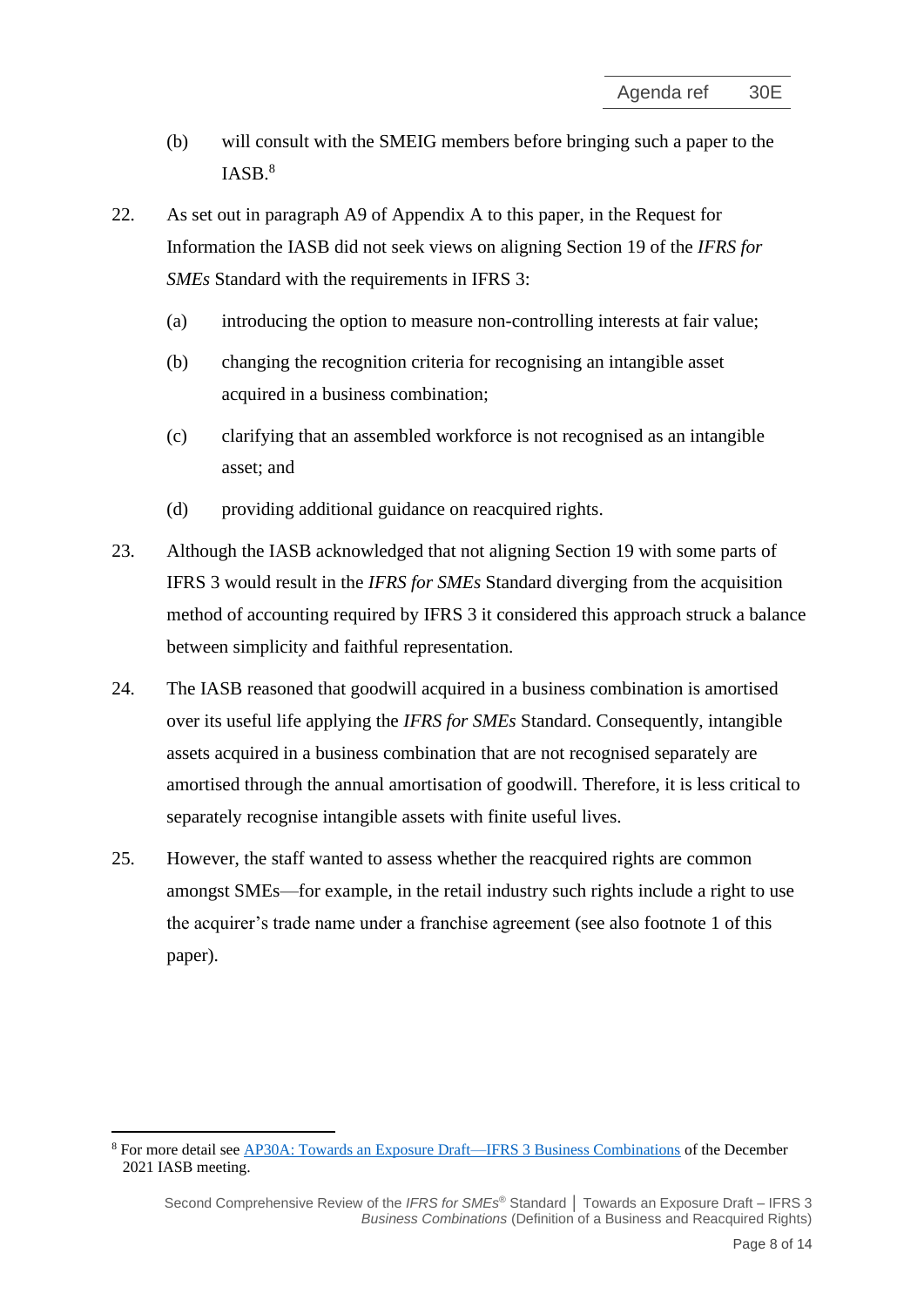(b) will consult with the SMEIG members before bringing such a paper to the IASB.[8]

22. As set out in paragraph A9 of Appendix A to this paper, in the Request for Information the IASB did not seek views on aligning Section 19 of the *IFRS for SMEs* Standard with the requirements in IFRS 3:

    (a) introducing the option to measure non-controlling interests at fair value;

    (b) changing the recognition criteria for recognising an intangible asset acquired in a business combination;

    (c) clarifying that an assembled workforce is not recognised as an intangible asset; and

    (d) providing additional guidance on reacquired rights.

23. Although the IASB acknowledged that not aligning Section 19 with some parts of IFRS 3 would result in the *IFRS for SMEs* Standard diverging from the acquisition method of accounting required by IFRS 3 it considered this approach struck a balance between simplicity and faithful representation.

24. The IASB reasoned that goodwill acquired in a business combination is amortised over its useful life applying the *IFRS for SMEs* Standard. Consequently, intangible assets acquired in a business combination that are not recognised separately are amortised through the annual amortisation of goodwill. Therefore, it is less critical to separately recognise intangible assets with finite useful lives.

25. However, the staff wanted to assess whether the reacquired rights are common amongst SMEs—for example, in the retail industry such rights include a right to use the acquirer's trade name under a franchise agreement (see also footnote 1 of this paper).

[8] For more detail see AP30A: Towards an Exposure Draft—IFRS 3 Business Combinations of the December 2021 IASB meeting.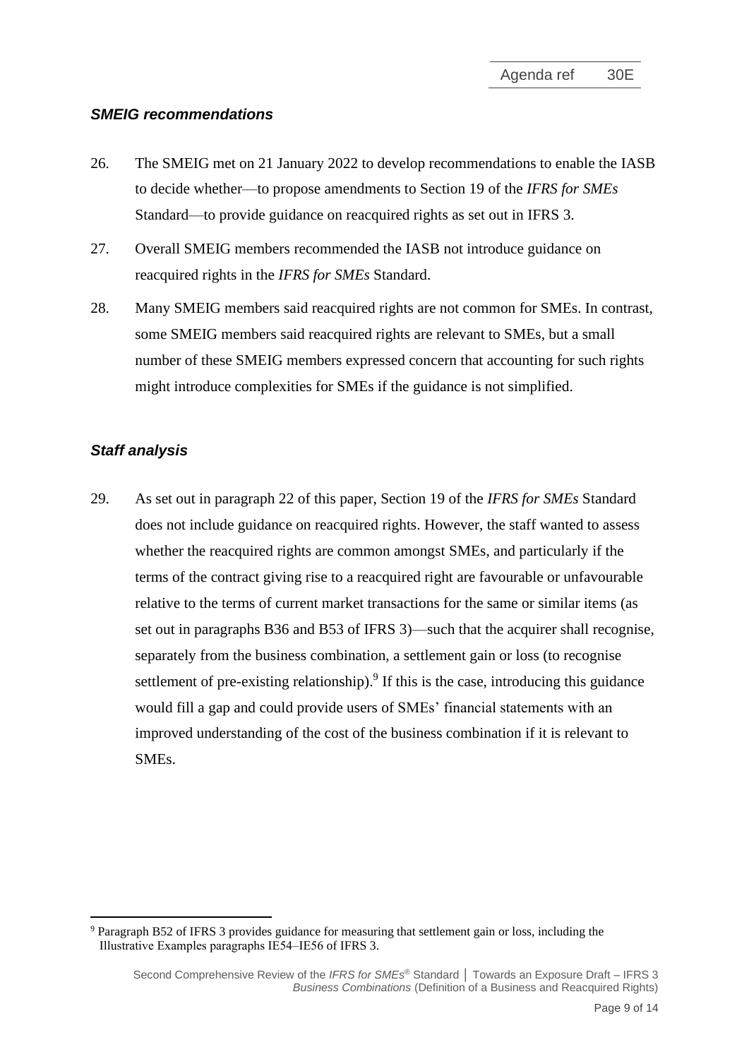### *SMEIG recommendations*

26. The SMEIG met on 21 January 2022 to develop recommendations to enable the IASB to decide whether—to propose amendments to Section 19 of the *IFRS for SMEs* Standard—to provide guidance on reacquired rights as set out in IFRS 3.

27. Overall SMEIG members recommended the IASB not introduce guidance on reacquired rights in the *IFRS for SMEs* Standard.

28. Many SMEIG members said reacquired rights are not common for SMEs. In contrast, some SMEIG members said reacquired rights are relevant to SMEs, but a small number of these SMEIG members expressed concern that accounting for such rights might introduce complexities for SMEs if the guidance is not simplified.

### *Staff analysis*

29. As set out in paragraph 22 of this paper, Section 19 of the *IFRS for SMEs* Standard does not include guidance on reacquired rights. However, the staff wanted to assess whether the reacquired rights are common amongst SMEs, and particularly if the terms of the contract giving rise to a reacquired right are favourable or unfavourable relative to the terms of current market transactions for the same or similar items (as set out in paragraphs B36 and B53 of IFRS 3)—such that the acquirer shall recognise, separately from the business combination, a settlement gain or loss (to recognise settlement of pre-existing relationship).[9] If this is the case, introducing this guidance would fill a gap and could provide users of SMEs' financial statements with an improved understanding of the cost of the business combination if it is relevant to SMEs.

---

[9] Paragraph B52 of IFRS 3 provides guidance for measuring that settlement gain or loss, including the Illustrative Examples paragraphs IE54–IE56 of IFRS 3.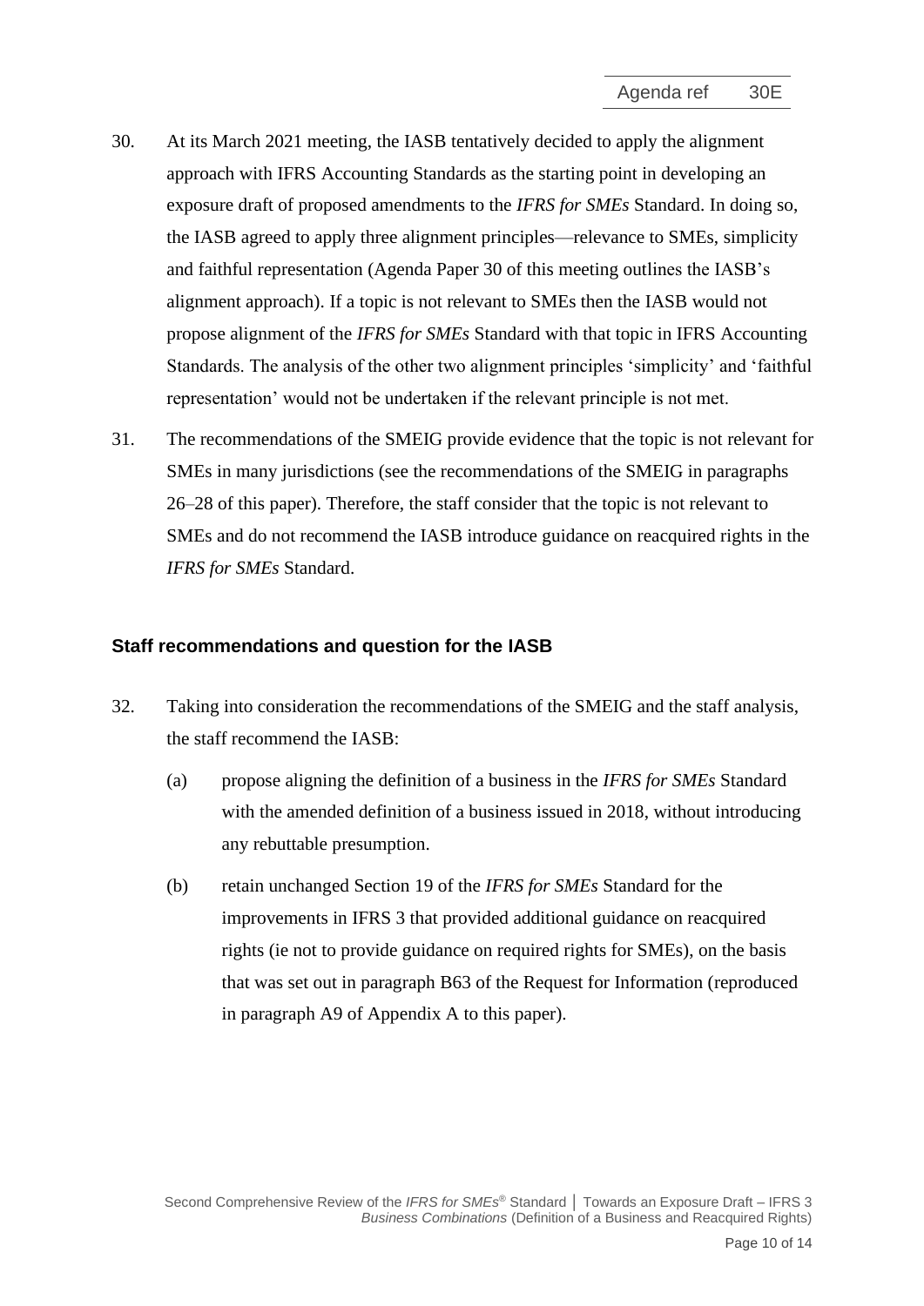30. At its March 2021 meeting, the IASB tentatively decided to apply the alignment approach with IFRS Accounting Standards as the starting point in developing an exposure draft of proposed amendments to the *IFRS for SMEs* Standard. In doing so, the IASB agreed to apply three alignment principles—relevance to SMEs, simplicity and faithful representation (Agenda Paper 30 of this meeting outlines the IASB's alignment approach). If a topic is not relevant to SMEs then the IASB would not propose alignment of the *IFRS for SMEs* Standard with that topic in IFRS Accounting Standards. The analysis of the other two alignment principles 'simplicity' and 'faithful representation' would not be undertaken if the relevant principle is not met.

31. The recommendations of the SMEIG provide evidence that the topic is not relevant for SMEs in many jurisdictions (see the recommendations of the SMEIG in paragraphs 26–28 of this paper). Therefore, the staff consider that the topic is not relevant to SMEs and do not recommend the IASB introduce guidance on reacquired rights in the *IFRS for SMEs* Standard.

## Staff recommendations and question for the IASB

32. Taking into consideration the recommendations of the SMEIG and the staff analysis, the staff recommend the IASB:

    (a) propose aligning the definition of a business in the *IFRS for SMEs* Standard with the amended definition of a business issued in 2018, without introducing any rebuttable presumption.

    (b) retain unchanged Section 19 of the *IFRS for SMEs* Standard for the improvements in IFRS 3 that provided additional guidance on reacquired rights (ie not to provide guidance on required rights for SMEs), on the basis that was set out in paragraph B63 of the Request for Information (reproduced in paragraph A9 of Appendix A to this paper).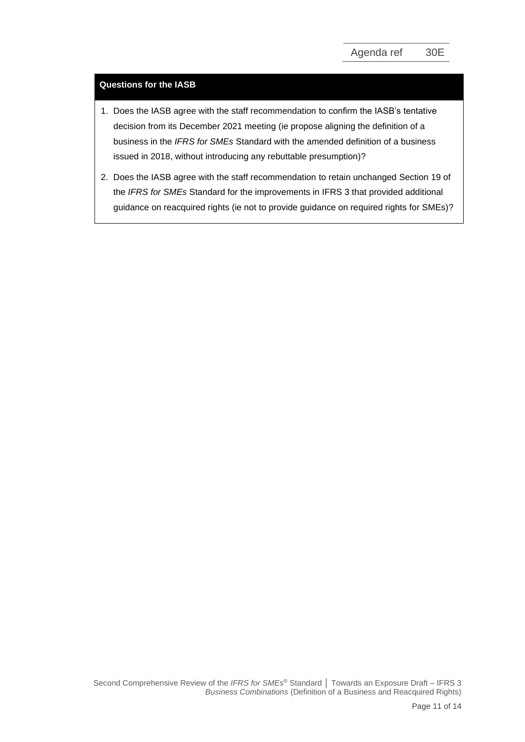**Questions for the IASB**

1. Does the IASB agree with the staff recommendation to confirm the IASB's tentative decision from its December 2021 meeting (ie propose aligning the definition of a business in the *IFRS for SMEs* Standard with the amended definition of a business issued in 2018, without introducing any rebuttable presumption)?
2. Does the IASB agree with the staff recommendation to retain unchanged Section 19 of the *IFRS for SMEs* Standard for the improvements in IFRS 3 that provided additional guidance on reacquired rights (ie not to provide guidance on required rights for SMEs)?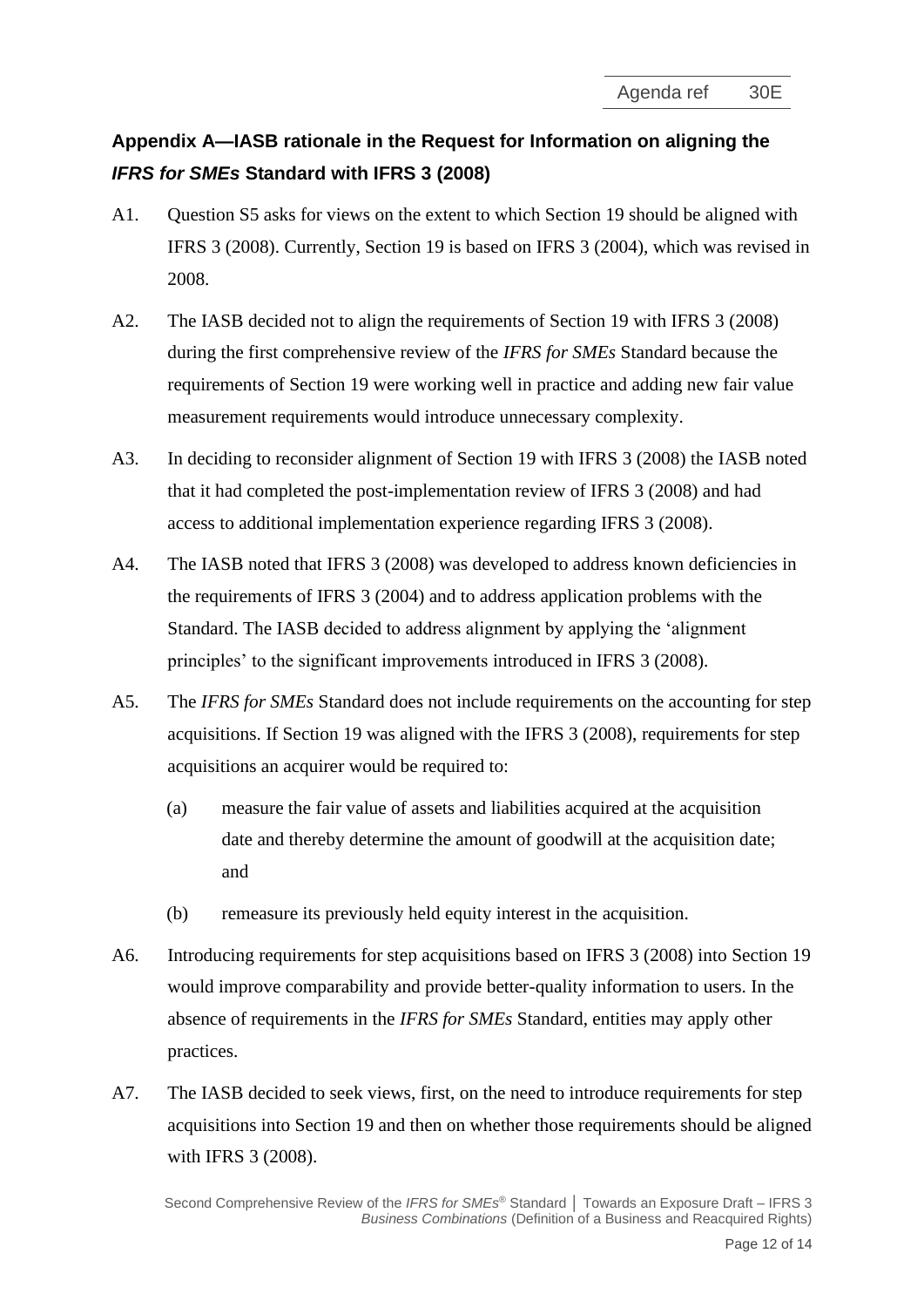## Appendix A—IASB rationale in the Request for Information on aligning the *IFRS for SMEs* Standard with IFRS 3 (2008)

A1. Question S5 asks for views on the extent to which Section 19 should be aligned with IFRS 3 (2008). Currently, Section 19 is based on IFRS 3 (2004), which was revised in 2008.

A2. The IASB decided not to align the requirements of Section 19 with IFRS 3 (2008) during the first comprehensive review of the *IFRS for SMEs* Standard because the requirements of Section 19 were working well in practice and adding new fair value measurement requirements would introduce unnecessary complexity.

A3. In deciding to reconsider alignment of Section 19 with IFRS 3 (2008) the IASB noted that it had completed the post-implementation review of IFRS 3 (2008) and had access to additional implementation experience regarding IFRS 3 (2008).

A4. The IASB noted that IFRS 3 (2008) was developed to address known deficiencies in the requirements of IFRS 3 (2004) and to address application problems with the Standard. The IASB decided to address alignment by applying the 'alignment principles' to the significant improvements introduced in IFRS 3 (2008).

A5. The *IFRS for SMEs* Standard does not include requirements on the accounting for step acquisitions. If Section 19 was aligned with the IFRS 3 (2008), requirements for step acquisitions an acquirer would be required to:

(a) measure the fair value of assets and liabilities acquired at the acquisition date and thereby determine the amount of goodwill at the acquisition date; and

(b) remeasure its previously held equity interest in the acquisition.

A6. Introducing requirements for step acquisitions based on IFRS 3 (2008) into Section 19 would improve comparability and provide better-quality information to users. In the absence of requirements in the *IFRS for SMEs* Standard, entities may apply other practices.

A7. The IASB decided to seek views, first, on the need to introduce requirements for step acquisitions into Section 19 and then on whether those requirements should be aligned with IFRS 3 (2008).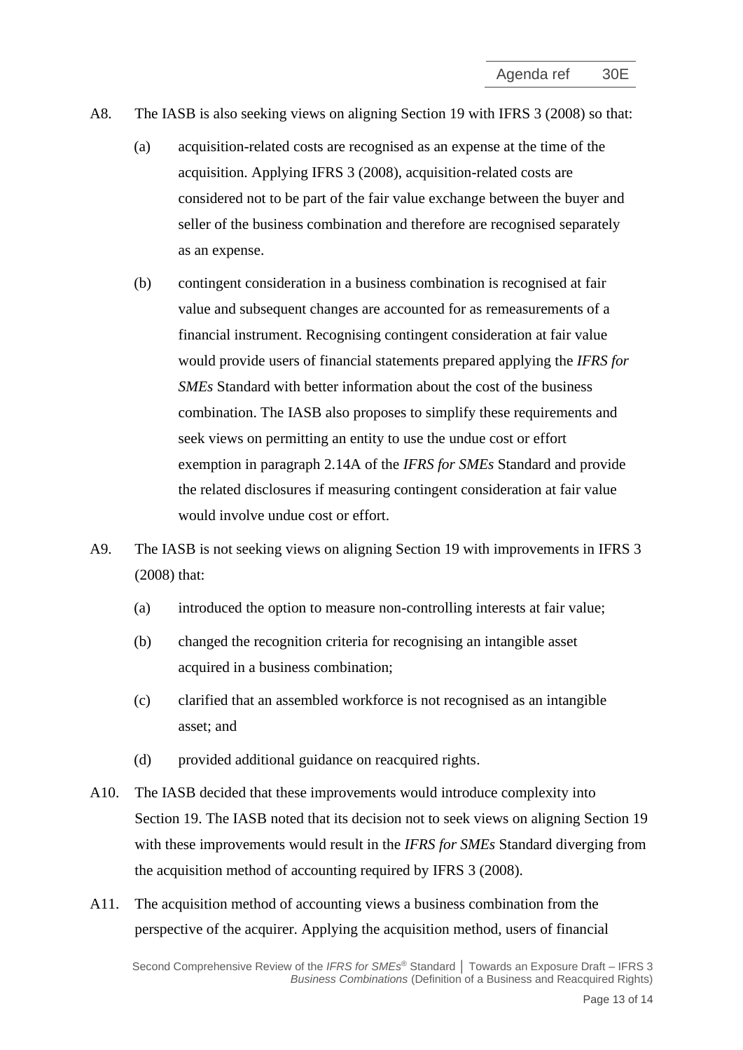A8. The IASB is also seeking views on aligning Section 19 with IFRS 3 (2008) so that:

(a) acquisition-related costs are recognised as an expense at the time of the acquisition. Applying IFRS 3 (2008), acquisition-related costs are considered not to be part of the fair value exchange between the buyer and seller of the business combination and therefore are recognised separately as an expense.

(b) contingent consideration in a business combination is recognised at fair value and subsequent changes are accounted for as remeasurements of a financial instrument. Recognising contingent consideration at fair value would provide users of financial statements prepared applying the *IFRS for SMEs* Standard with better information about the cost of the business combination. The IASB also proposes to simplify these requirements and seek views on permitting an entity to use the undue cost or effort exemption in paragraph 2.14A of the *IFRS for SMEs* Standard and provide the related disclosures if measuring contingent consideration at fair value would involve undue cost or effort.

A9. The IASB is not seeking views on aligning Section 19 with improvements in IFRS 3 (2008) that:

(a) introduced the option to measure non-controlling interests at fair value;

(b) changed the recognition criteria for recognising an intangible asset acquired in a business combination;

(c) clarified that an assembled workforce is not recognised as an intangible asset; and

(d) provided additional guidance on reacquired rights.

A10. The IASB decided that these improvements would introduce complexity into Section 19. The IASB noted that its decision not to seek views on aligning Section 19 with these improvements would result in the *IFRS for SMEs* Standard diverging from the acquisition method of accounting required by IFRS 3 (2008).

A11. The acquisition method of accounting views a business combination from the perspective of the acquirer. Applying the acquisition method, users of financial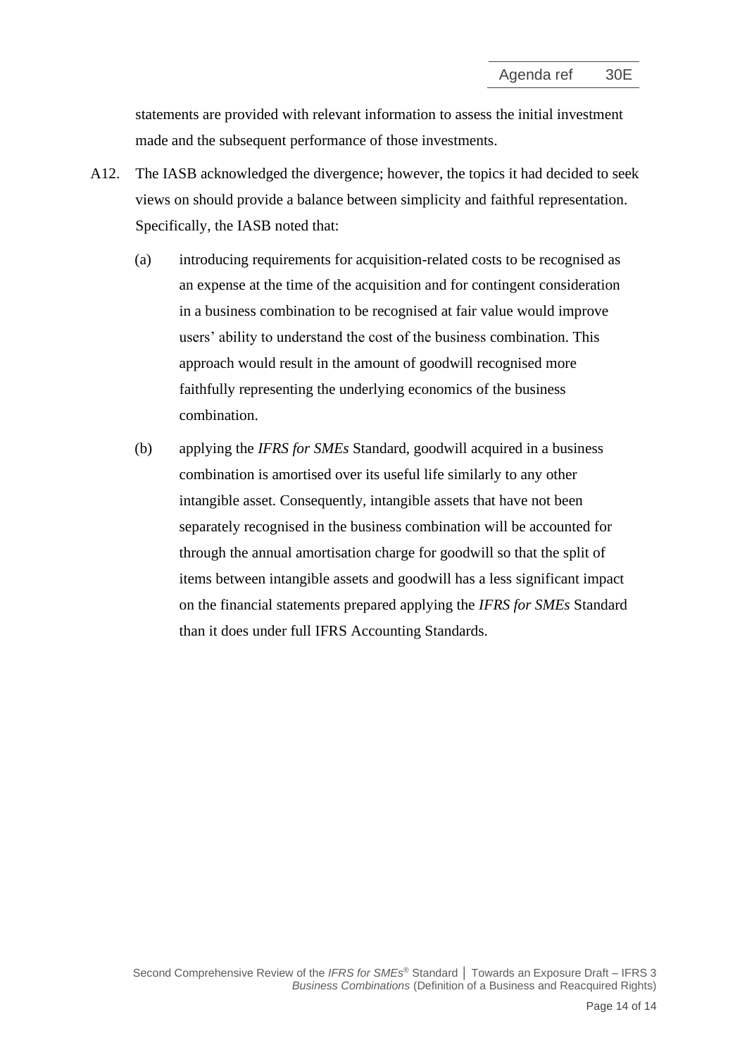statements are provided with relevant information to assess the initial investment made and the subsequent performance of those investments.

A12. The IASB acknowledged the divergence; however, the topics it had decided to seek views on should provide a balance between simplicity and faithful representation. Specifically, the IASB noted that:

(a) introducing requirements for acquisition-related costs to be recognised as an expense at the time of the acquisition and for contingent consideration in a business combination to be recognised at fair value would improve users' ability to understand the cost of the business combination. This approach would result in the amount of goodwill recognised more faithfully representing the underlying economics of the business combination.

(b) applying the *IFRS for SMEs* Standard, goodwill acquired in a business combination is amortised over its useful life similarly to any other intangible asset. Consequently, intangible assets that have not been separately recognised in the business combination will be accounted for through the annual amortisation charge for goodwill so that the split of items between intangible assets and goodwill has a less significant impact on the financial statements prepared applying the *IFRS for SMEs* Standard than it does under full IFRS Accounting Standards.